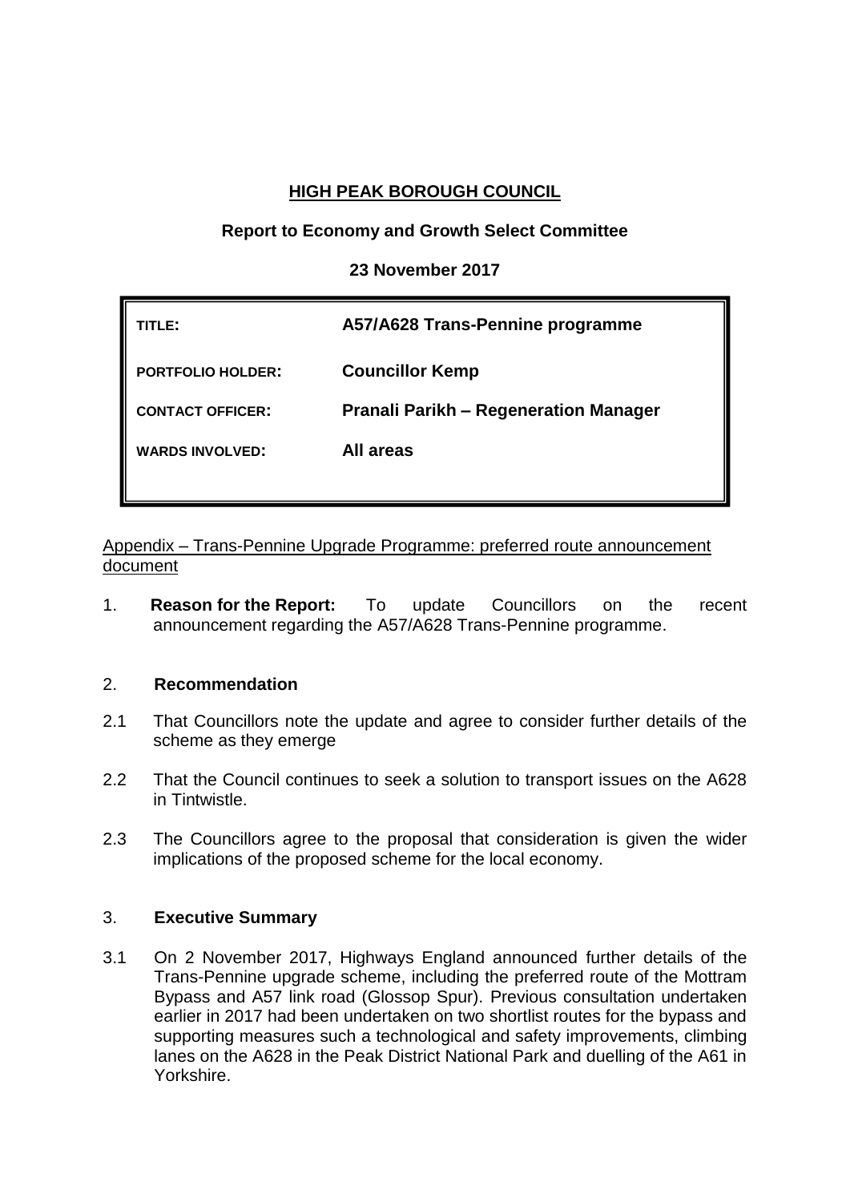**HIGH PEAK BOROUGH COUNCIL**

**Report to Economy and Growth Select Committee**

**23 November 2017**

| | |
|---|---|
| **TITLE:** | **A57/A628 Trans-Pennine programme** |
| **PORTFOLIO HOLDER:** | **Councillor Kemp** |
| **CONTACT OFFICER:** | **Pranali Parikh – Regeneration Manager** |
| **WARDS INVOLVED:** | **All areas** |

Appendix – Trans-Pennine Upgrade Programme: preferred route announcement document

1. **Reason for the Report:** To update Councillors on the recent announcement regarding the A57/A628 Trans-Pennine programme.

2. **Recommendation**

2.1 That Councillors note the update and agree to consider further details of the scheme as they emerge

2.2 That the Council continues to seek a solution to transport issues on the A628 in Tintwistle.

2.3 The Councillors agree to the proposal that consideration is given the wider implications of the proposed scheme for the local economy.

3. **Executive Summary**

3.1 On 2 November 2017, Highways England announced further details of the Trans-Pennine upgrade scheme, including the preferred route of the Mottram Bypass and A57 link road (Glossop Spur). Previous consultation undertaken earlier in 2017 had been undertaken on two shortlist routes for the bypass and supporting measures such a technological and safety improvements, climbing lanes on the A628 in the Peak District National Park and duelling of the A61 in Yorkshire.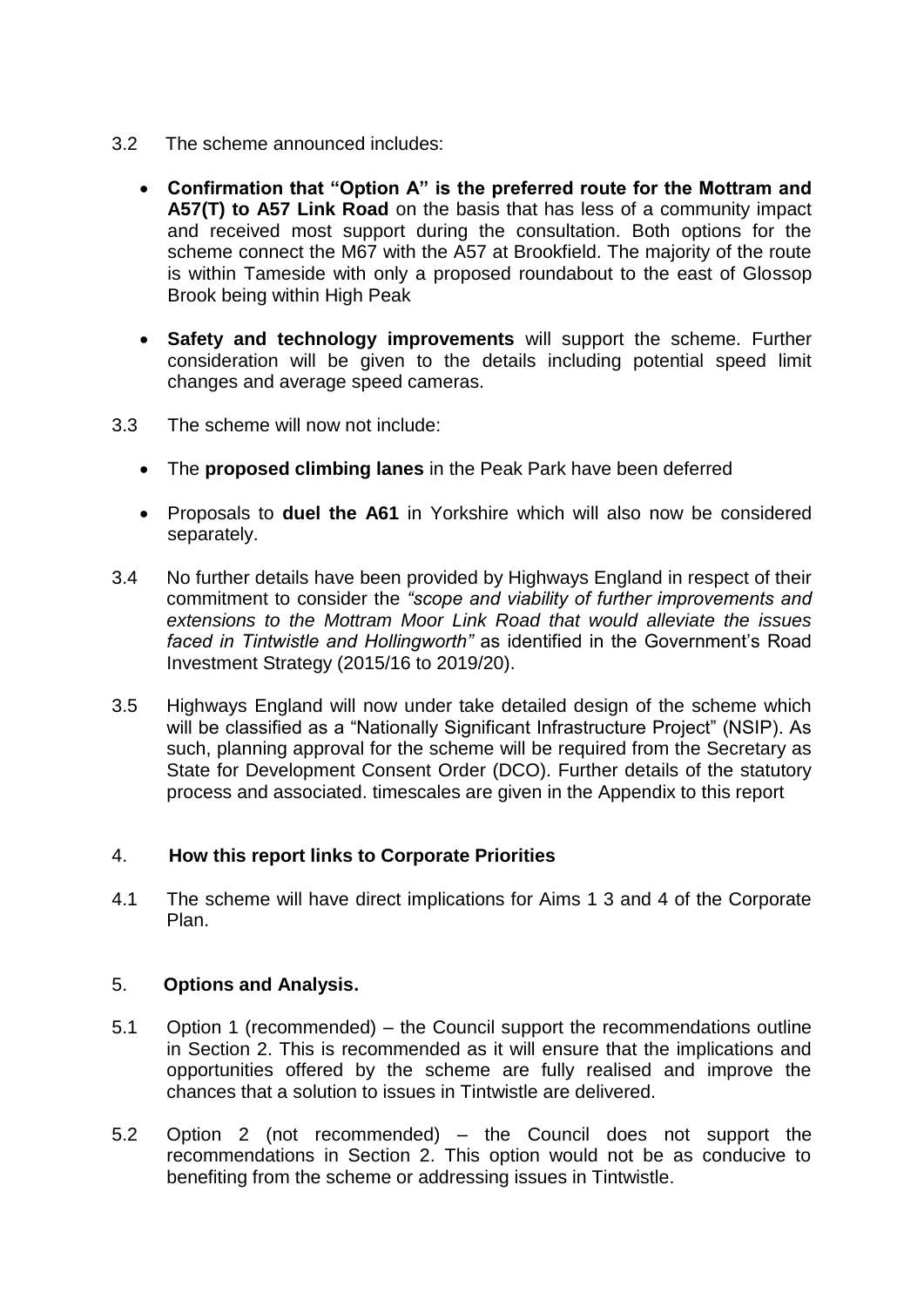3.2 The scheme announced includes:

- **Confirmation that "Option A" is the preferred route for the Mottram and A57(T) to A57 Link Road** on the basis that has less of a community impact and received most support during the consultation. Both options for the scheme connect the M67 with the A57 at Brookfield. The majority of the route is within Tameside with only a proposed roundabout to the east of Glossop Brook being within High Peak

- **Safety and technology improvements** will support the scheme. Further consideration will be given to the details including potential speed limit changes and average speed cameras.

3.3 The scheme will now not include:

- The **proposed climbing lanes** in the Peak Park have been deferred

- Proposals to **duel the A61** in Yorkshire which will also now be considered separately.

3.4 No further details have been provided by Highways England in respect of their commitment to consider the *"scope and viability of further improvements and extensions to the Mottram Moor Link Road that would alleviate the issues faced in Tintwistle and Hollingworth"* as identified in the Government's Road Investment Strategy (2015/16 to 2019/20).

3.5 Highways England will now under take detailed design of the scheme which will be classified as a "Nationally Significant Infrastructure Project" (NSIP). As such, planning approval for the scheme will be required from the Secretary as State for Development Consent Order (DCO). Further details of the statutory process and associated. timescales are given in the Appendix to this report

## 4. How this report links to Corporate Priorities

4.1 The scheme will have direct implications for Aims 1 3 and 4 of the Corporate Plan.

## 5. Options and Analysis.

5.1 Option 1 (recommended) – the Council support the recommendations outline in Section 2. This is recommended as it will ensure that the implications and opportunities offered by the scheme are fully realised and improve the chances that a solution to issues in Tintwistle are delivered.

5.2 Option 2 (not recommended) – the Council does not support the recommendations in Section 2. This option would not be as conducive to benefiting from the scheme or addressing issues in Tintwistle.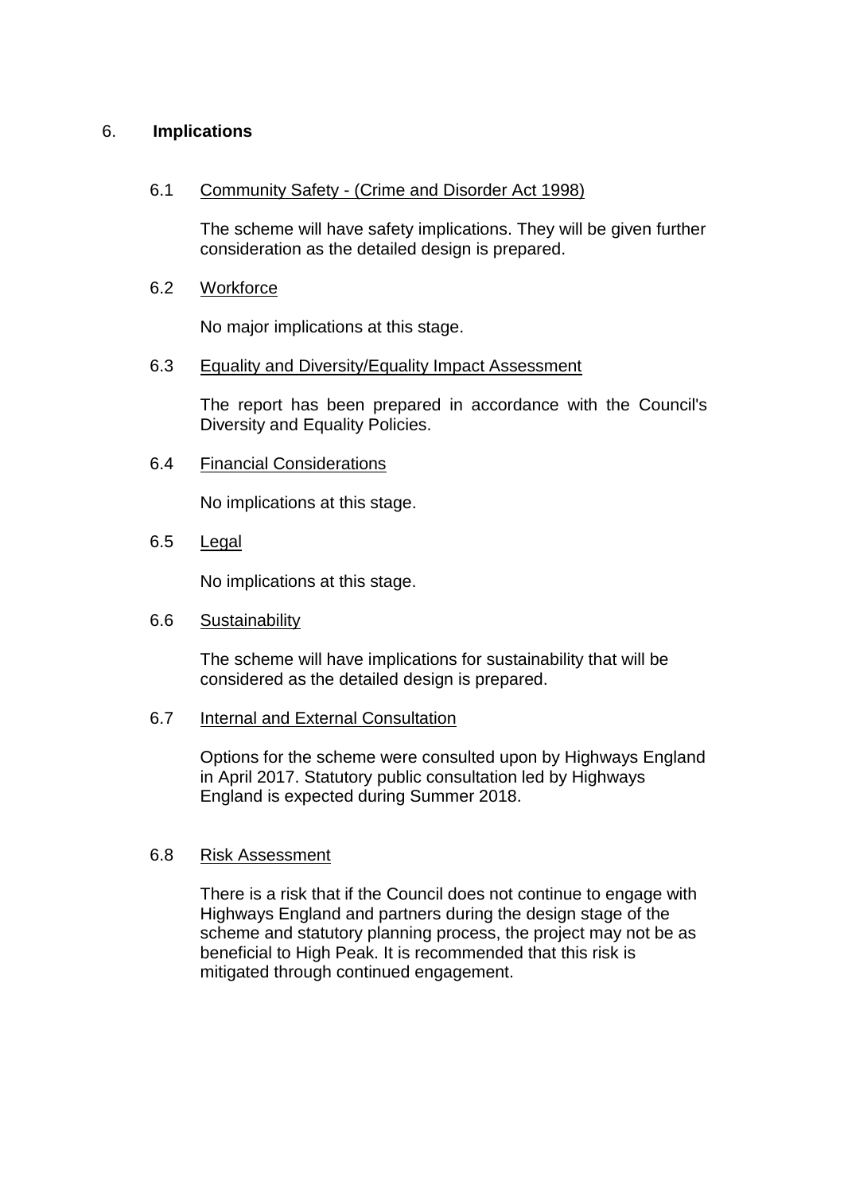## 6. **Implications**

### 6.1 Community Safety - (Crime and Disorder Act 1998)

The scheme will have safety implications. They will be given further consideration as the detailed design is prepared.

### 6.2 Workforce

No major implications at this stage.

### 6.3 Equality and Diversity/Equality Impact Assessment

The report has been prepared in accordance with the Council's Diversity and Equality Policies.

### 6.4 Financial Considerations

No implications at this stage.

### 6.5 Legal

No implications at this stage.

### 6.6 Sustainability

The scheme will have implications for sustainability that will be considered as the detailed design is prepared.

### 6.7 Internal and External Consultation

Options for the scheme were consulted upon by Highways England in April 2017. Statutory public consultation led by Highways England is expected during Summer 2018.

### 6.8 Risk Assessment

There is a risk that if the Council does not continue to engage with Highways England and partners during the design stage of the scheme and statutory planning process, the project may not be as beneficial to High Peak. It is recommended that this risk is mitigated through continued engagement.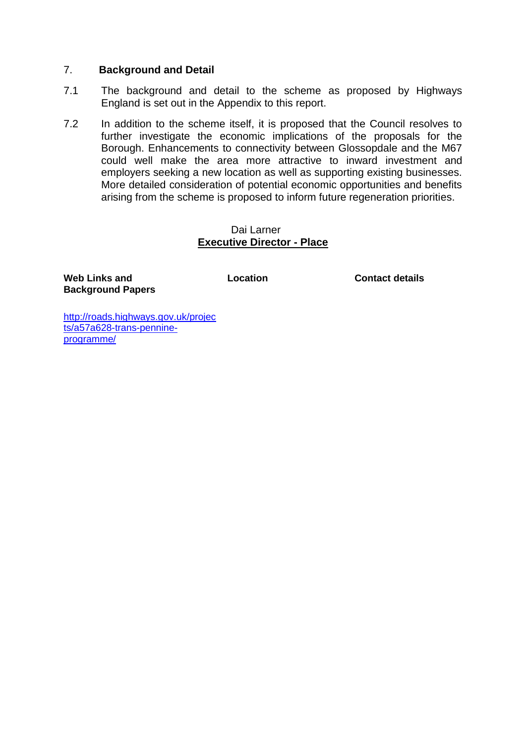## 7. Background and Detail

7.1 The background and detail to the scheme as proposed by Highways England is set out in the Appendix to this report.

7.2 In addition to the scheme itself, it is proposed that the Council resolves to further investigate the economic implications of the proposals for the Borough. Enhancements to connectivity between Glossopdale and the M67 could well make the area more attractive to inward investment and employers seeking a new location as well as supporting existing businesses. More detailed consideration of potential economic opportunities and benefits arising from the scheme is proposed to inform future regeneration priorities.

Dai Larner
**Executive Director - Place**

| Web Links and Background Papers | Location | Contact details |
|---|---|---|
| http://roads.highways.gov.uk/projects/a57a628-trans-pennine-programme/ | | |